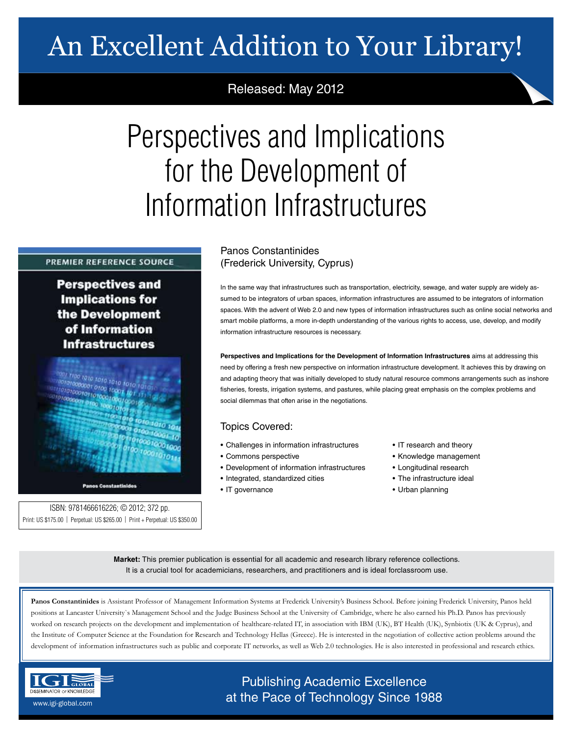# An Excellent Addition to Your Library!

Released: May 2012

# Perspectives and Implications for the Development of Information Infrastructures

PREMIER REFERENCE SOURCE

**Perspectives and Implications for the Development of Information Infrastructures**

Panos Constantinides

ISBN: 9781466616226; © 2012; 372 pp.

Print: US $175.00 | Perpetual: US $265.00 | Print + Perpetual: US $350.00

Panos Constantinides
(Frederick University, Cyprus)

In the same way that infrastructures such as transportation, electricity, sewage, and water supply are widely assumed to be integrators of urban spaces, information infrastructures are assumed to be integrators of information spaces. With the advent of Web 2.0 and new types of information infrastructures such as online social networks and smart mobile platforms, a more in-depth understanding of the various rights to access, use, develop, and modify information infrastructure resources is necessary.

**Perspectives and Implications for the Development of Information Infrastructures** aims at addressing this need by offering a fresh new perspective on information infrastructure development. It achieves this by drawing on and adapting theory that was initially developed to study natural resource commons arrangements such as inshore fisheries, forests, irrigation systems, and pastures, while placing great emphasis on the complex problems and social dilemmas that often arise in the negotiations.

## Topics Covered:

- Challenges in information infrastructures
- Commons perspective
- Development of information infrastructures
- Integrated, standardized cities
- IT governance
- IT research and theory
- Knowledge management
- Longitudinal research
- The infrastructure ideal
- Urban planning

**Market:** This premier publication is essential for all academic and research library reference collections. It is a crucial tool for academicians, researchers, and practitioners and is ideal forclassroom use.

**Panos Constantinides** is Assistant Professor of Management Information Systems at Frederick University's Business School. Before joining Frederick University, Panos held positions at Lancaster University`s Management School and the Judge Business School at the University of Cambridge, where he also earned his Ph.D. Panos has previously worked on research projects on the development and implementation of healthcare-related IT, in association with IBM (UK), BT Health (UK), Synbiotix (UK & Cyprus), and the Institute of Computer Science at the Foundation for Research and Technology Hellas (Greece). He is interested in the negotiation of collective action problems around the development of information infrastructures such as public and corporate IT networks, as well as Web 2.0 technologies. He is also interested in professional and research ethics.

IGI GLOBAL
DISSEMINATOR OF KNOWLEDGE
www.igi-global.com

Publishing Academic Excellence at the Pace of Technology Since 1988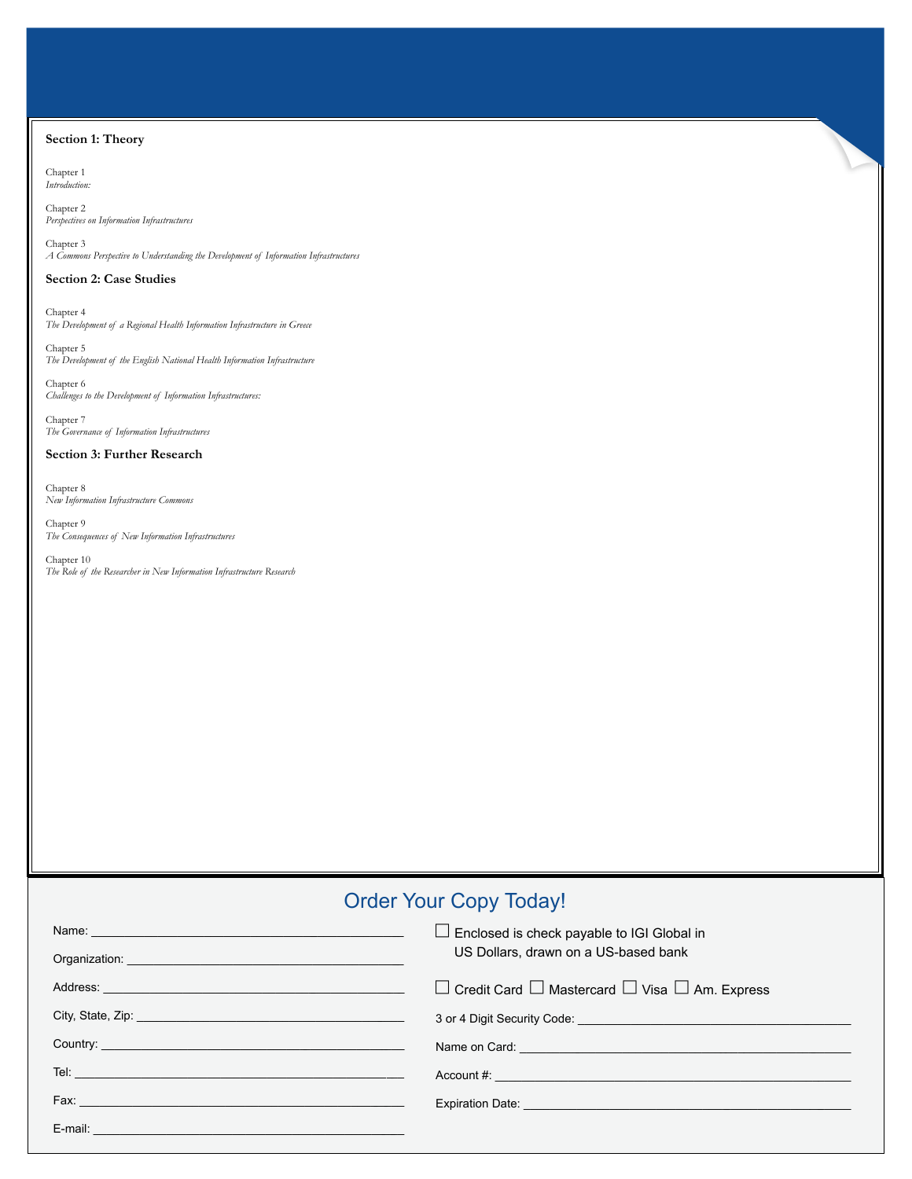### Section 1: Theory

Chapter 1
*Introduction:*

Chapter 2
*Perspectives on Information Infrastructures*

Chapter 3
*A Commons Perspective to Understanding the Development of Information Infrastructures*

### Section 2: Case Studies

Chapter 4
*The Development of a Regional Health Information Infrastructure in Greece*

Chapter 5
*The Development of the English National Health Information Infrastructure*

Chapter 6
*Challenges to the Development of Information Infrastructures:*

Chapter 7
*The Governance of Information Infrastructures*

### Section 3: Further Research

Chapter 8
*New Information Infrastructure Commons*

Chapter 9
*The Consequences of New Information Infrastructures*

Chapter 10
*The Role of the Researcher in New Information Infrastructure Research*

## Order Your Copy Today!

Name: ______________________________

Organization: ______________________________

Address: ______________________________

City, State, Zip: ______________________________

Country: ______________________________

Tel: ______________________________

Fax: ______________________________

E-mail: ______________________________

☐ Enclosed is check payable to IGI Global in US Dollars, drawn on a US-based bank

☐ Credit Card ☐ Mastercard ☐ Visa ☐ Am. Express

3 or 4 Digit Security Code: ______________________________

Name on Card: ______________________________

Account #: ______________________________

Expiration Date: ______________________________